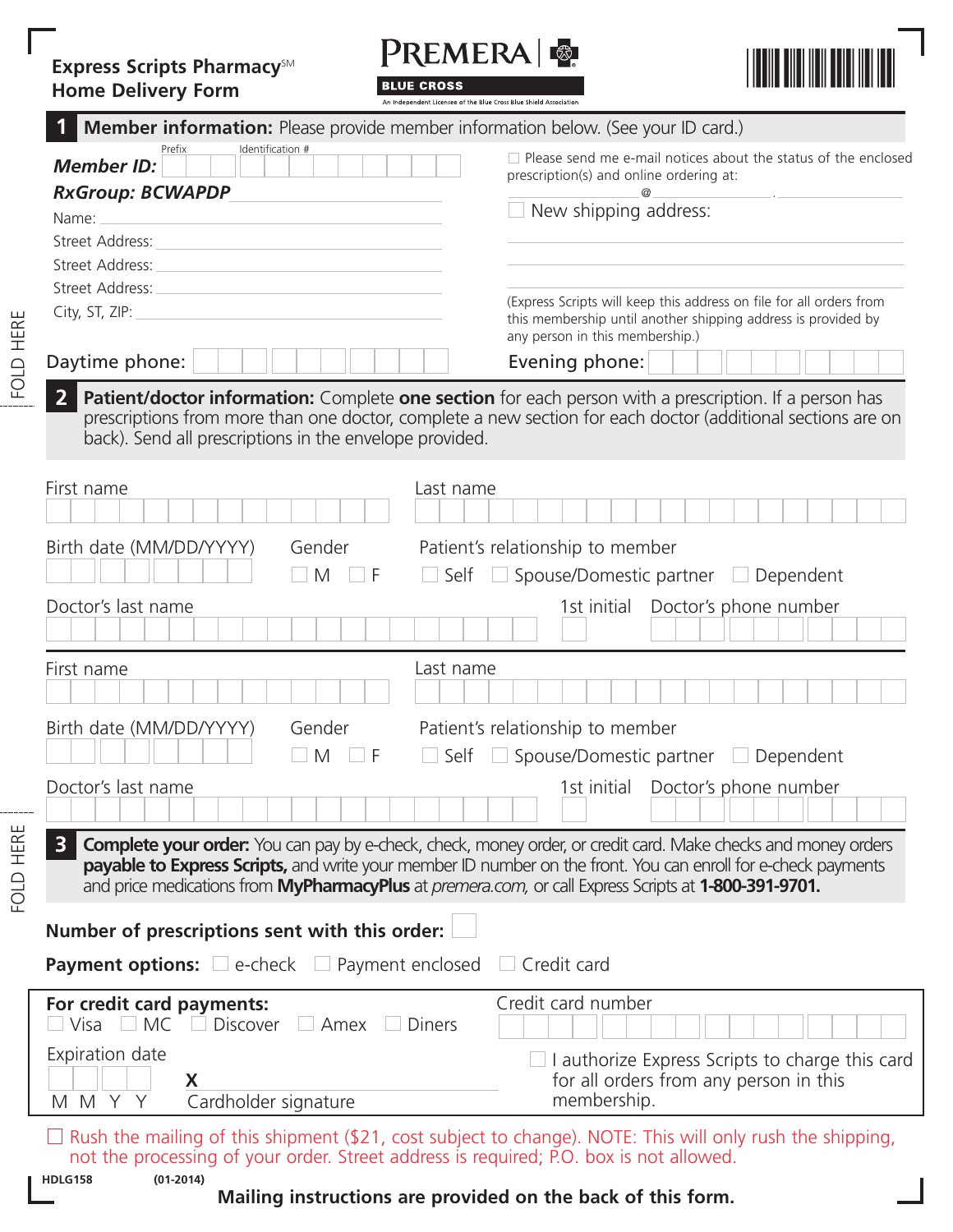# Express Scripts Pharmacy℠ Home Delivery Form

**PREMERA BLUE CROSS**
An Independent Licensee of the Blue Cross Blue Shield Association

## 1 Member information: Please provide member information below. (See your ID card.)

***Member ID:*** Prefix ______ Identification # ______

***RxGroup: BCWAPDP***

Name: ______

Street Address: ______

Street Address: ______

Street Address: ______

City, ST, ZIP: ______

☐ Please send me e-mail notices about the status of the enclosed prescription(s) and online ordering at:
______ @ ______ . ______

☐ New shipping address:
______
______
______

(Express Scripts will keep this address on file for all orders from this membership until another shipping address is provided by any person in this membership.)

Daytime phone: ______ Evening phone: ______

## 2 Patient/doctor information: Complete **one section** for each person with a prescription. If a person has prescriptions from more than one doctor, complete a new section for each doctor (additional sections are on back). Send all prescriptions in the envelope provided.

First name ______ Last name ______

Birth date (MM/DD/YYYY) ______ Gender ☐ M ☐ F

Patient's relationship to member ☐ Self ☐ Spouse/Domestic partner ☐ Dependent

Doctor's last name ______ 1st initial ______ Doctor's phone number ______

---

First name ______ Last name ______

Birth date (MM/DD/YYYY) ______ Gender ☐ M ☐ F

Patient's relationship to member ☐ Self ☐ Spouse/Domestic partner ☐ Dependent

Doctor's last name ______ 1st initial ______ Doctor's phone number ______

## 3 Complete your order: You can pay by e-check, check, money order, or credit card. Make checks and money orders **payable to Express Scripts,** and write your member ID number on the front. You can enroll for e-check payments and price medications from **MyPharmacyPlus** at *premera.com,* or call Express Scripts at **1-800-391-9701.**

**Number of prescriptions sent with this order:** ______

**Payment options:** ☐ e-check ☐ Payment enclosed ☐ Credit card

**For credit card payments:**
☐ Visa ☐ MC ☐ Discover ☐ Amex ☐ Diners

Credit card number ______

Expiration date ______ (M M Y Y)

X ______
Cardholder signature

☐ I authorize Express Scripts to charge this card for all orders from any person in this membership.

☐ Rush the mailing of this shipment ($21, cost subject to change). NOTE: This will only rush the shipping, not the processing of your order. Street address is required; P.O. box is not allowed.

HDLG158 (01-2014)

**Mailing instructions are provided on the back of this form.**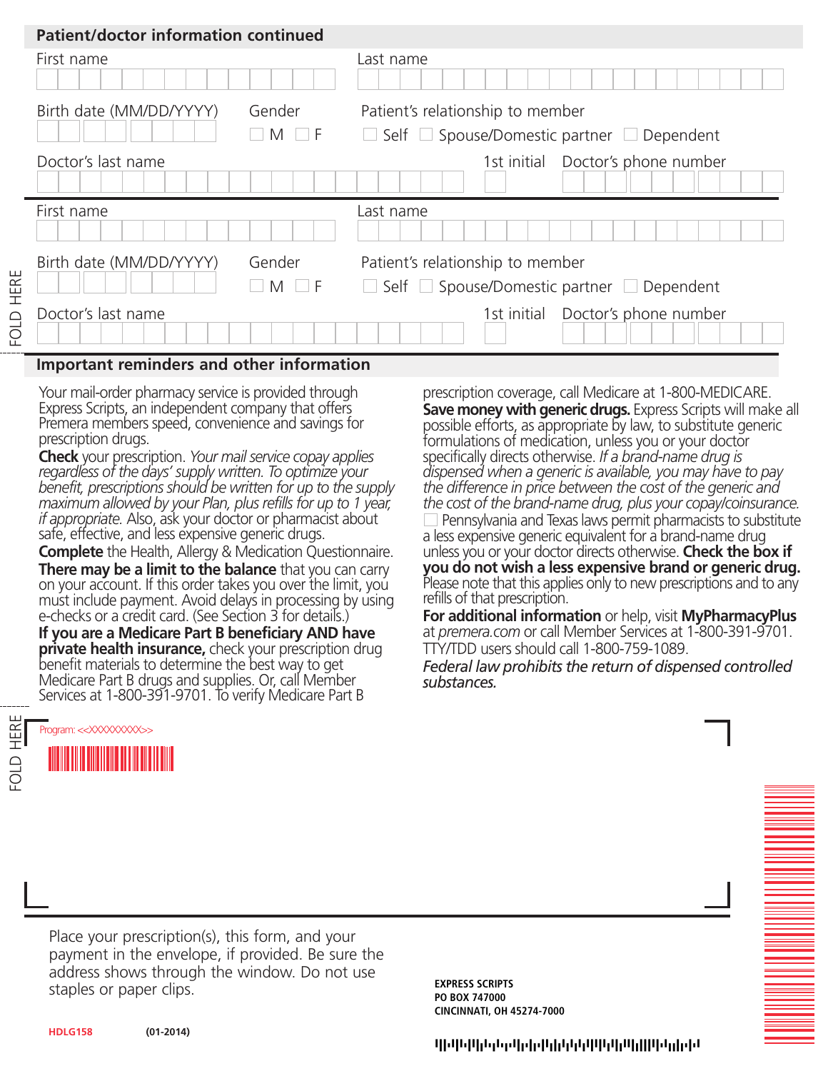## Patient/doctor information continued

First name

Last name

Birth date (MM/DD/YYYY)

Gender

☐ M ☐ F

Patient's relationship to member

☐ Self ☐ Spouse/Domestic partner ☐ Dependent

Doctor's last name

1st initial

Doctor's phone number

First name

Last name

Birth date (MM/DD/YYYY)

Gender

☐ M ☐ F

Patient's relationship to member

☐ Self ☐ Spouse/Domestic partner ☐ Dependent

Doctor's last name

1st initial

Doctor's phone number

FOLD HERE

## Important reminders and other information

Your mail-order pharmacy service is provided through Express Scripts, an independent company that offers Premera members speed, convenience and savings for prescription drugs.

**Check** your prescription. *Your mail service copay applies regardless of the days' supply written. To optimize your benefit, prescriptions should be written for up to the supply maximum allowed by your Plan, plus refills for up to 1 year, if appropriate.* Also, ask your doctor or pharmacist about safe, effective, and less expensive generic drugs.

**Complete** the Health, Allergy & Medication Questionnaire.

**There may be a limit to the balance** that you can carry on your account. If this order takes you over the limit, you must include payment. Avoid delays in processing by using e-checks or a credit card. (See Section 3 for details.)

**If you are a Medicare Part B beneficiary AND have private health insurance,** check your prescription drug benefit materials to determine the best way to get Medicare Part B drugs and supplies. Or, call Member Services at 1-800-391-9701. To verify Medicare Part B prescription coverage, call Medicare at 1-800-MEDICARE.

**Save money with generic drugs.** Express Scripts will make all possible efforts, as appropriate by law, to substitute generic formulations of medication, unless you or your doctor specifically directs otherwise. *If a brand-name drug is dispensed when a generic is available, you may have to pay the difference in price between the cost of the generic and the cost of the brand-name drug, plus your copay/coinsurance.*

☐ Pennsylvania and Texas laws permit pharmacists to substitute a less expensive generic equivalent for a brand-name drug unless you or your doctor directs otherwise. **Check the box if you do not wish a less expensive brand or generic drug.** Please note that this applies only to new prescriptions and to any refills of that prescription.

**For additional information** or help, visit **MyPharmacyPlus** at *premera.com* or call Member Services at 1-800-391-9701. TTY/TDD users should call 1-800-759-1089.

*Federal law prohibits the return of dispensed controlled substances.*

FOLD HERE

Program: <<XXXXXXXXX>>

Place your prescription(s), this form, and your payment in the envelope, if provided. Be sure the address shows through the window. Do not use staples or paper clips.

**EXPRESS SCRIPTS**
**PO BOX 747000**
**CINCINNATI, OH 45274-7000**

HDLG158 (01-2014)